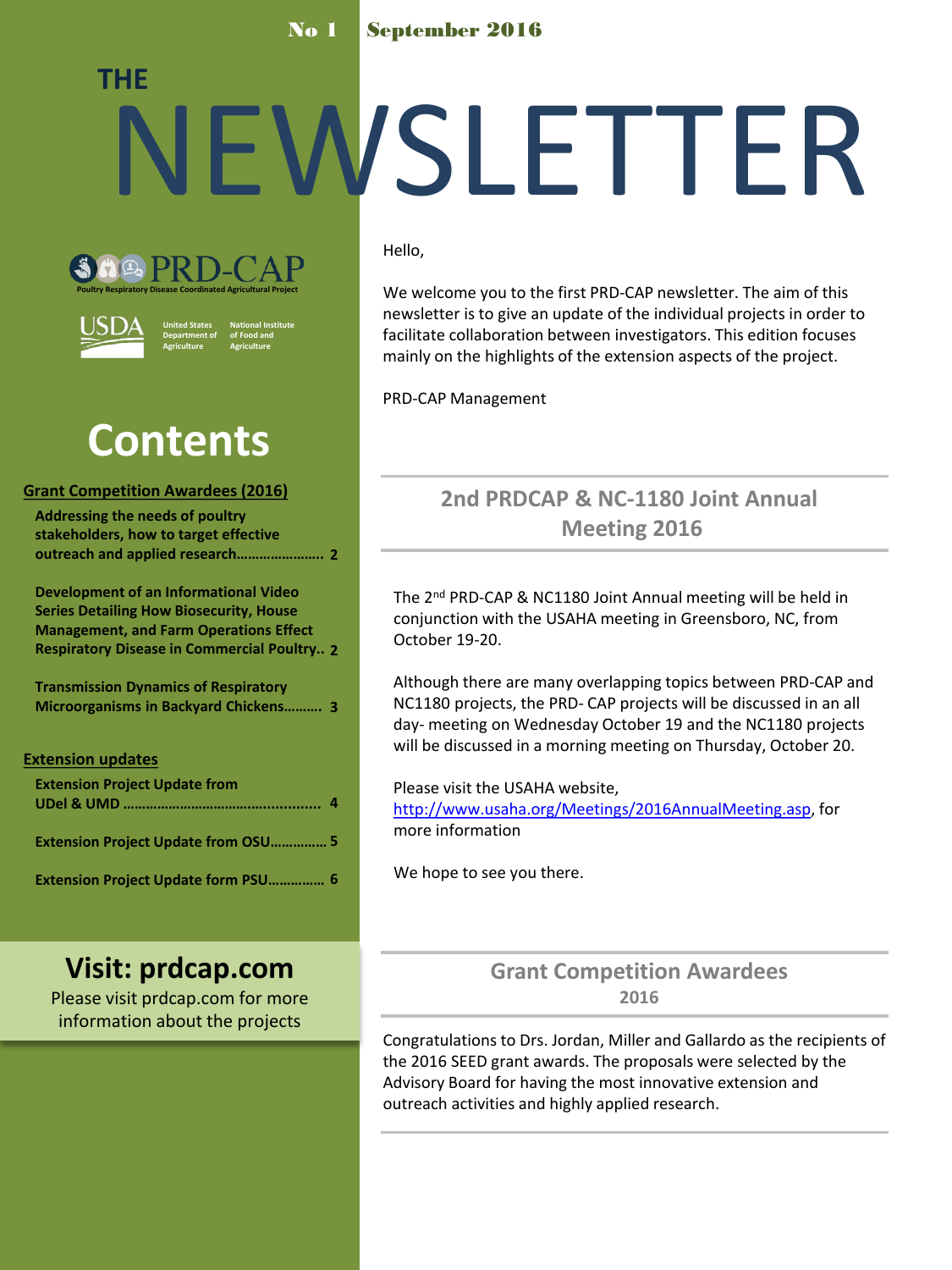**No 1** **September 2016**

# THE NEWSLETTER

PRD-CAP
Poultry Respiratory Disease Coordinated Agricultural Project

USDA United States Department of Agriculture | National Institute of Food and Agriculture

## Contents

**Grant Competition Awardees (2016)**

- **Addressing the needs of poultry stakeholders, how to target effective outreach and applied research…………………. 2**
- **Development of an Informational Video Series Detailing How Biosecurity, House Management, and Farm Operations Effect Respiratory Disease in Commercial Poultry.. 2**
- **Transmission Dynamics of Respiratory Microorganisms in Backyard Chickens………. 3**

**Extension updates**

- **Extension Project Update from UDel & UMD ……………………………………….......... 4**
- **Extension Project Update from OSU…………… 5**
- **Extension Project Update form PSU…………… 6**

## Visit: prdcap.com

Please visit prdcap.com for more information about the projects

Hello,

We welcome you to the first PRD-CAP newsletter. The aim of this newsletter is to give an update of the individual projects in order to facilitate collaboration between investigators. This edition focuses mainly on the highlights of the extension aspects of the project.

PRD-CAP Management

## 2nd PRDCAP & NC-1180 Joint Annual Meeting 2016

The 2nd PRD-CAP & NC1180 Joint Annual meeting will be held in conjunction with the USAHA meeting in Greensboro, NC, from October 19-20.

Although there are many overlapping topics between PRD-CAP and NC1180 projects, the PRD- CAP projects will be discussed in an all day- meeting on Wednesday October 19 and the NC1180 projects will be discussed in a morning meeting on Thursday, October 20.

Please visit the USAHA website, http://www.usaha.org/Meetings/2016AnnualMeeting.asp, for more information

We hope to see you there.

## Grant Competition Awardees 2016

Congratulations to Drs. Jordan, Miller and Gallardo as the recipients of the 2016 SEED grant awards. The proposals were selected by the Advisory Board for having the most innovative extension and outreach activities and highly applied research.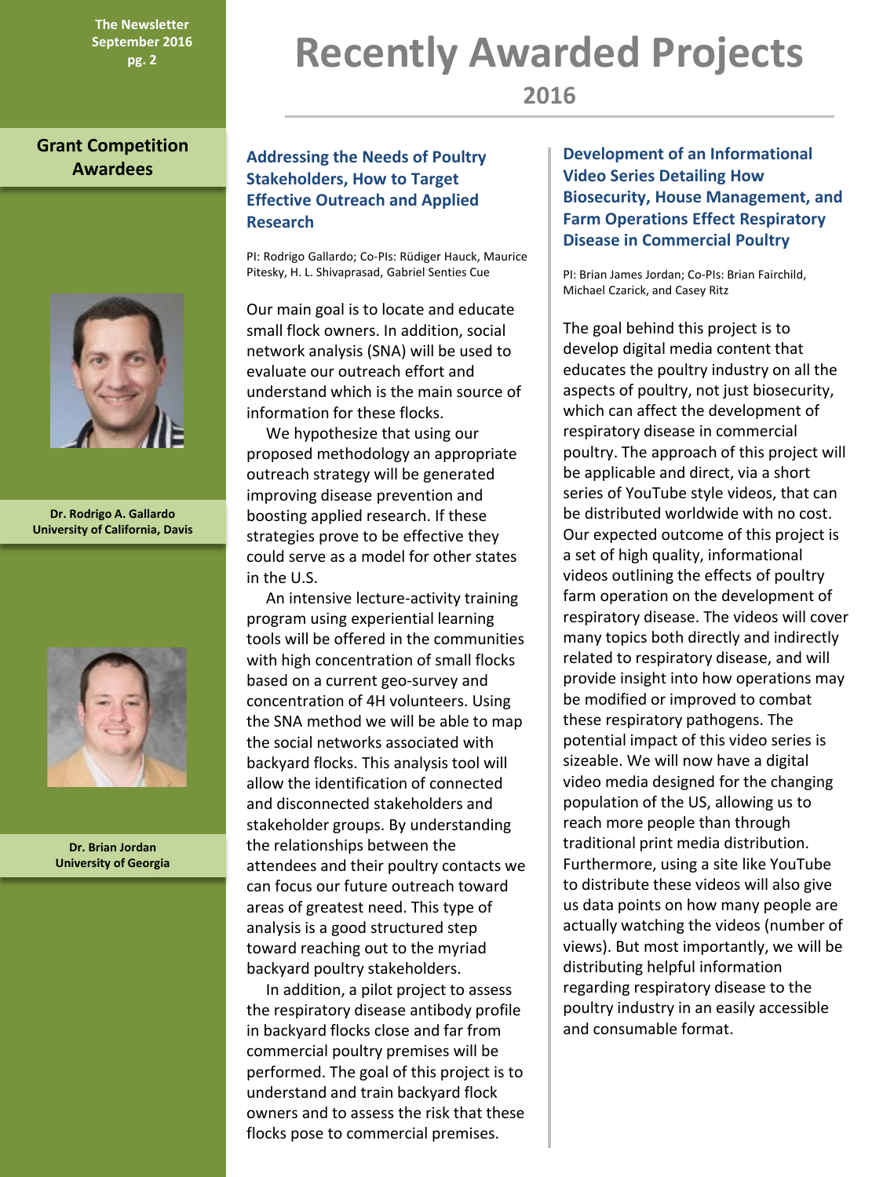# Recently Awarded Projects

## 2016

### Grant Competition Awardees

**Dr. Rodrigo A. Gallardo**
**University of California, Davis**

**Dr. Brian Jordan**
**University of Georgia**

### Addressing the Needs of Poultry Stakeholders, How to Target Effective Outreach and Applied Research

PI: Rodrigo Gallardo; Co-PIs: Rüdiger Hauck, Maurice Pitesky, H. L. Shivaprasad, Gabriel Senties Cue

Our main goal is to locate and educate small flock owners. In addition, social network analysis (SNA) will be used to evaluate our outreach effort and understand which is the main source of information for these flocks.

We hypothesize that using our proposed methodology an appropriate outreach strategy will be generated improving disease prevention and boosting applied research. If these strategies prove to be effective they could serve as a model for other states in the U.S.

An intensive lecture-activity training program using experiential learning tools will be offered in the communities with high concentration of small flocks based on a current geo-survey and concentration of 4H volunteers. Using the SNA method we will be able to map the social networks associated with backyard flocks. This analysis tool will allow the identification of connected and disconnected stakeholders and stakeholder groups. By understanding the relationships between the attendees and their poultry contacts we can focus our future outreach toward areas of greatest need. This type of analysis is a good structured step toward reaching out to the myriad backyard poultry stakeholders.

In addition, a pilot project to assess the respiratory disease antibody profile in backyard flocks close and far from commercial poultry premises will be performed. The goal of this project is to understand and train backyard flock owners and to assess the risk that these flocks pose to commercial premises.

### Development of an Informational Video Series Detailing How Biosecurity, House Management, and Farm Operations Effect Respiratory Disease in Commercial Poultry

PI: Brian James Jordan; Co-PIs: Brian Fairchild, Michael Czarick, and Casey Ritz

The goal behind this project is to develop digital media content that educates the poultry industry on all the aspects of poultry, not just biosecurity, which can affect the development of respiratory disease in commercial poultry. The approach of this project will be applicable and direct, via a short series of YouTube style videos, that can be distributed worldwide with no cost. Our expected outcome of this project is a set of high quality, informational videos outlining the effects of poultry farm operation on the development of respiratory disease. The videos will cover many topics both directly and indirectly related to respiratory disease, and will provide insight into how operations may be modified or improved to combat these respiratory pathogens. The potential impact of this video series is sizeable. We will now have a digital video media designed for the changing population of the US, allowing us to reach more people than through traditional print media distribution. Furthermore, using a site like YouTube to distribute these videos will also give us data points on how many people are actually watching the videos (number of views). But most importantly, we will be distributing helpful information regarding respiratory disease to the poultry industry in an easily accessible and consumable format.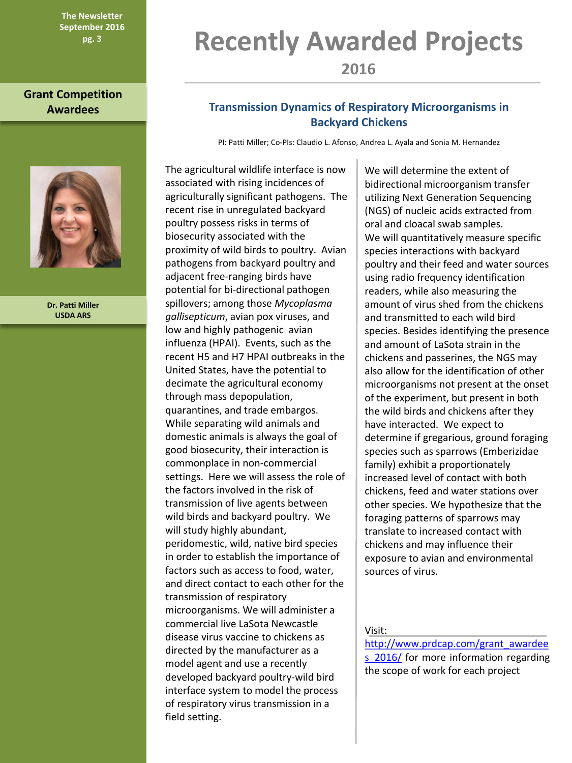# Recently Awarded Projects

## 2016

**Grant Competition Awardees**

**Dr. Patti Miller**
**USDA ARS**

### Transmission Dynamics of Respiratory Microorganisms in Backyard Chickens

PI: Patti Miller; Co-PIs: Claudio L. Afonso, Andrea L. Ayala and Sonia M. Hernandez

The agricultural wildlife interface is now associated with rising incidences of agriculturally significant pathogens. The recent rise in unregulated backyard poultry possess risks in terms of biosecurity associated with the proximity of wild birds to poultry. Avian pathogens from backyard poultry and adjacent free-ranging birds have potential for bi-directional pathogen spillovers; among those *Mycoplasma gallisepticum*, avian pox viruses, and low and highly pathogenic avian influenza (HPAI). Events, such as the recent H5 and H7 HPAI outbreaks in the United States, have the potential to decimate the agricultural economy through mass depopulation, quarantines, and trade embargos. While separating wild animals and domestic animals is always the goal of good biosecurity, their interaction is commonplace in non-commercial settings. Here we will assess the role of the factors involved in the risk of transmission of live agents between wild birds and backyard poultry. We will study highly abundant, peridomestic, wild, native bird species in order to establish the importance of factors such as access to food, water, and direct contact to each other for the transmission of respiratory microorganisms. We will administer a commercial live LaSota Newcastle disease virus vaccine to chickens as directed by the manufacturer as a model agent and use a recently developed backyard poultry-wild bird interface system to model the process of respiratory virus transmission in a field setting.

We will determine the extent of bidirectional microorganism transfer utilizing Next Generation Sequencing (NGS) of nucleic acids extracted from oral and cloacal swab samples. We will quantitatively measure specific species interactions with backyard poultry and their feed and water sources using radio frequency identification readers, while also measuring the amount of virus shed from the chickens and transmitted to each wild bird species. Besides identifying the presence and amount of LaSota strain in the chickens and passerines, the NGS may also allow for the identification of other microorganisms not present at the onset of the experiment, but present in both the wild birds and chickens after they have interacted. We expect to determine if gregarious, ground foraging species such as sparrows (Emberizidae family) exhibit a proportionately increased level of contact with both chickens, feed and water stations over other species. We hypothesize that the foraging patterns of sparrows may translate to increased contact with chickens and may influence their exposure to avian and environmental sources of virus.

Visit: http://www.prdcap.com/grant_awardees_2016/ for more information regarding the scope of work for each project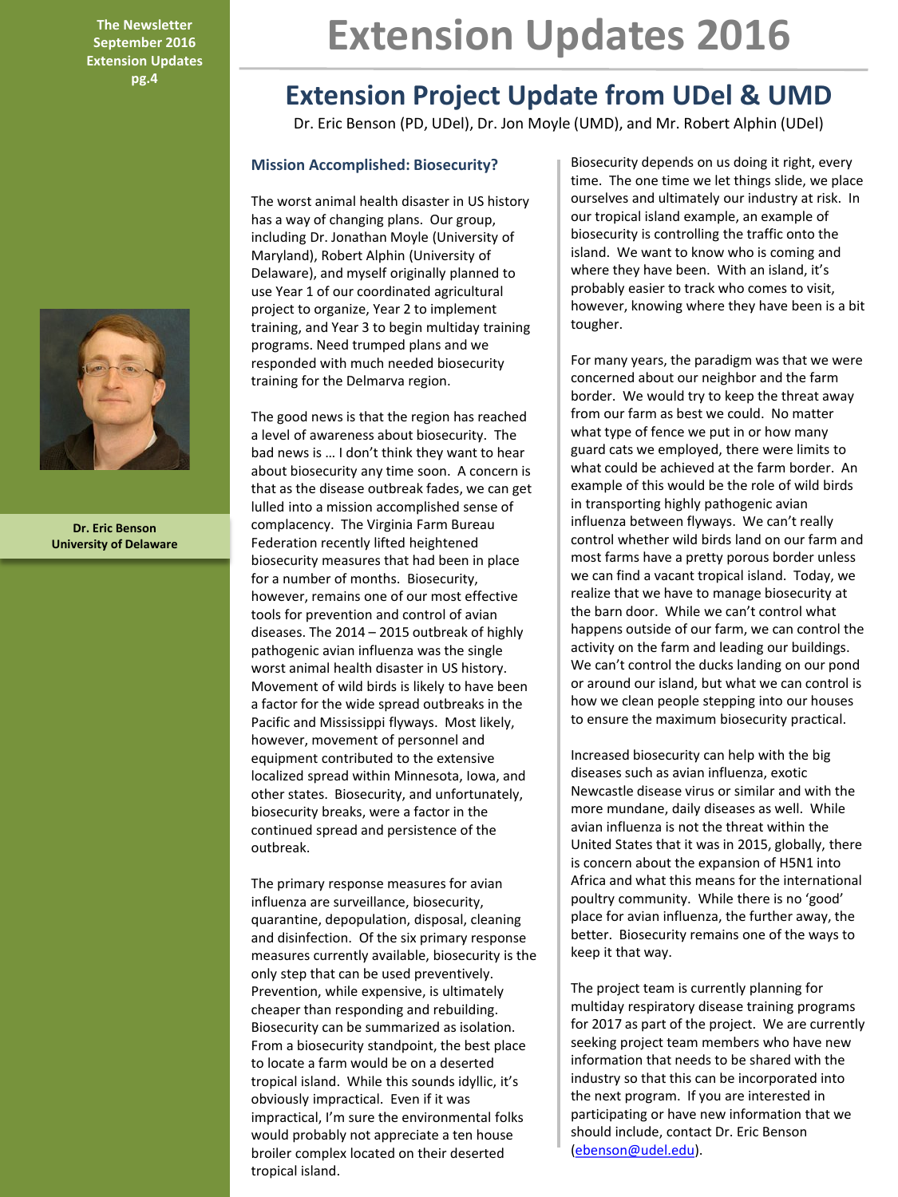# Extension Updates 2016

## Extension Project Update from UDel & UMD

Dr. Eric Benson (PD, UDel), Dr. Jon Moyle (UMD), and Mr. Robert Alphin (UDel)

**Dr. Eric Benson**
**University of Delaware**

### Mission Accomplished: Biosecurity?

The worst animal health disaster in US history has a way of changing plans. Our group, including Dr. Jonathan Moyle (University of Maryland), Robert Alphin (University of Delaware), and myself originally planned to use Year 1 of our coordinated agricultural project to organize, Year 2 to implement training, and Year 3 to begin multiday training programs. Need trumped plans and we responded with much needed biosecurity training for the Delmarva region.

The good news is that the region has reached a level of awareness about biosecurity. The bad news is … I don't think they want to hear about biosecurity any time soon. A concern is that as the disease outbreak fades, we can get lulled into a mission accomplished sense of complacency. The Virginia Farm Bureau Federation recently lifted heightened biosecurity measures that had been in place for a number of months. Biosecurity, however, remains one of our most effective tools for prevention and control of avian diseases. The 2014 – 2015 outbreak of highly pathogenic avian influenza was the single worst animal health disaster in US history. Movement of wild birds is likely to have been a factor for the wide spread outbreaks in the Pacific and Mississippi flyways. Most likely, however, movement of personnel and equipment contributed to the extensive localized spread within Minnesota, Iowa, and other states. Biosecurity, and unfortunately, biosecurity breaks, were a factor in the continued spread and persistence of the outbreak.

The primary response measures for avian influenza are surveillance, biosecurity, quarantine, depopulation, disposal, cleaning and disinfection. Of the six primary response measures currently available, biosecurity is the only step that can be used preventively. Prevention, while expensive, is ultimately cheaper than responding and rebuilding. Biosecurity can be summarized as isolation. From a biosecurity standpoint, the best place to locate a farm would be on a deserted tropical island. While this sounds idyllic, it's obviously impractical. Even if it was impractical, I'm sure the environmental folks would probably not appreciate a ten house broiler complex located on their deserted tropical island.

Biosecurity depends on us doing it right, every time. The one time we let things slide, we place ourselves and ultimately our industry at risk. In our tropical island example, an example of biosecurity is controlling the traffic onto the island. We want to know who is coming and where they have been. With an island, it's probably easier to track who comes to visit, however, knowing where they have been is a bit tougher.

For many years, the paradigm was that we were concerned about our neighbor and the farm border. We would try to keep the threat away from our farm as best we could. No matter what type of fence we put in or how many guard cats we employed, there were limits to what could be achieved at the farm border. An example of this would be the role of wild birds in transporting highly pathogenic avian influenza between flyways. We can't really control whether wild birds land on our farm and most farms have a pretty porous border unless we can find a vacant tropical island. Today, we realize that we have to manage biosecurity at the barn door. While we can't control what happens outside of our farm, we can control the activity on the farm and leading our buildings. We can't control the ducks landing on our pond or around our island, but what we can control is how we clean people stepping into our houses to ensure the maximum biosecurity practical.

Increased biosecurity can help with the big diseases such as avian influenza, exotic Newcastle disease virus or similar and with the more mundane, daily diseases as well. While avian influenza is not the threat within the United States that it was in 2015, globally, there is concern about the expansion of H5N1 into Africa and what this means for the international poultry community. While there is no 'good' place for avian influenza, the further away, the better. Biosecurity remains one of the ways to keep it that way.

The project team is currently planning for multiday respiratory disease training programs for 2017 as part of the project. We are currently seeking project team members who have new information that needs to be shared with the industry so that this can be incorporated into the next program. If you are interested in participating or have new information that we should include, contact Dr. Eric Benson (ebenson@udel.edu).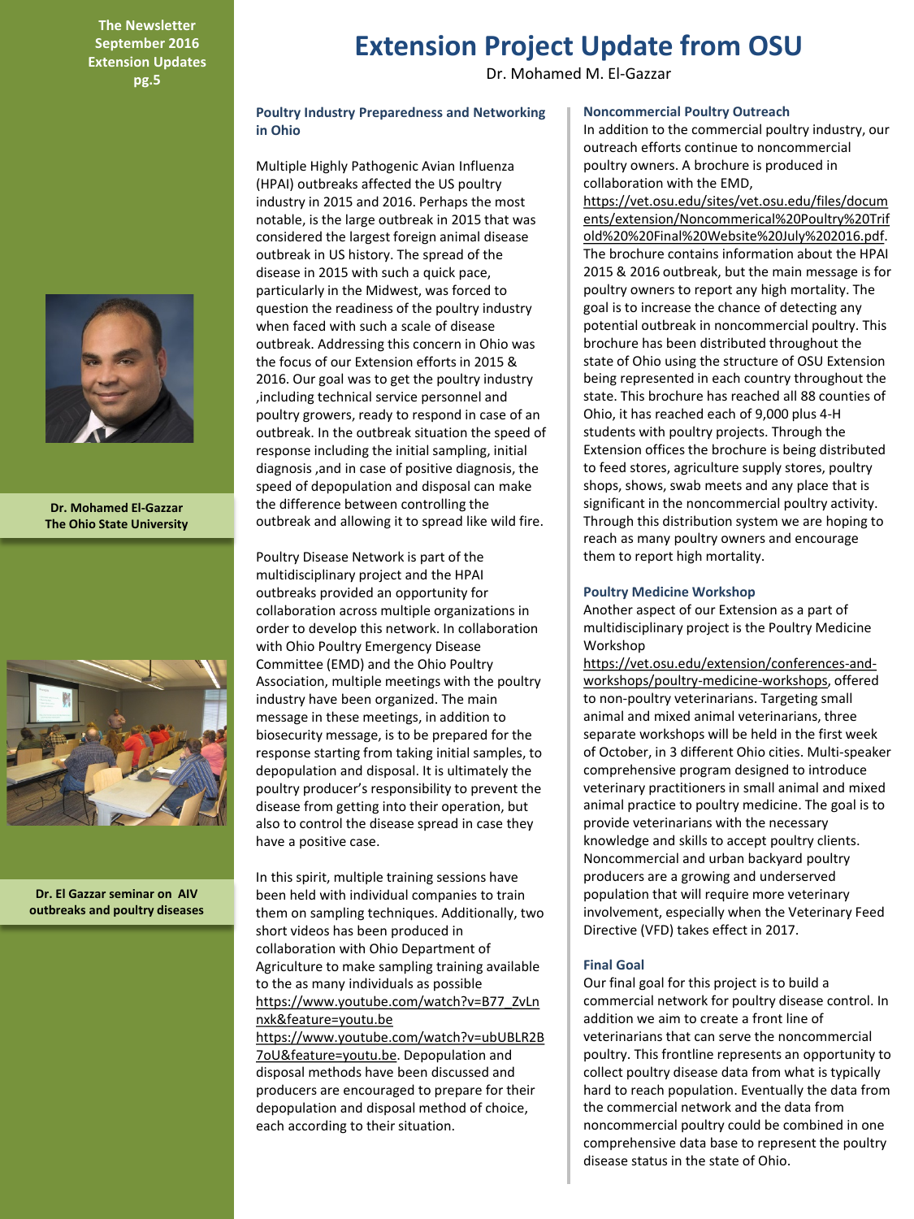# Extension Project Update from OSU

Dr. Mohamed M. El-Gazzar

**Dr. Mohamed El-Gazzar**
**The Ohio State University**

**Dr. El Gazzar seminar on AIV outbreaks and poultry diseases**

### Poultry Industry Preparedness and Networking in Ohio

Multiple Highly Pathogenic Avian Influenza (HPAI) outbreaks affected the US poultry industry in 2015 and 2016. Perhaps the most notable, is the large outbreak in 2015 that was considered the largest foreign animal disease outbreak in US history. The spread of the disease in 2015 with such a quick pace, particularly in the Midwest, was forced to question the readiness of the poultry industry when faced with such a scale of disease outbreak. Addressing this concern in Ohio was the focus of our Extension efforts in 2015 & 2016. Our goal was to get the poultry industry ,including technical service personnel and poultry growers, ready to respond in case of an outbreak. In the outbreak situation the speed of response including the initial sampling, initial diagnosis ,and in case of positive diagnosis, the speed of depopulation and disposal can make the difference between controlling the outbreak and allowing it to spread like wild fire.

Poultry Disease Network is part of the multidisciplinary project and the HPAI outbreaks provided an opportunity for collaboration across multiple organizations in order to develop this network. In collaboration with Ohio Poultry Emergency Disease Committee (EMD) and the Ohio Poultry Association, multiple meetings with the poultry industry have been organized. The main message in these meetings, in addition to biosecurity message, is to be prepared for the response starting from taking initial samples, to depopulation and disposal. It is ultimately the poultry producer's responsibility to prevent the disease from getting into their operation, but also to control the disease spread in case they have a positive case.

In this spirit, multiple training sessions have been held with individual companies to train them on sampling techniques. Additionally, two short videos has been produced in collaboration with Ohio Department of Agriculture to make sampling training available to the as many individuals as possible https://www.youtube.com/watch?v=B77_ZvLnnxk&feature=youtu.be https://www.youtube.com/watch?v=ubUBLR2B7oU&feature=youtu.be. Depopulation and disposal methods have been discussed and producers are encouraged to prepare for their depopulation and disposal method of choice, each according to their situation.

### Noncommercial Poultry Outreach

In addition to the commercial poultry industry, our outreach efforts continue to noncommercial poultry owners. A brochure is produced in collaboration with the EMD, https://vet.osu.edu/sites/vet.osu.edu/files/documents/extension/Noncommerical%20Poultry%20Trifold%20%20Final%20Website%20July%202016.pdf. The brochure contains information about the HPAI 2015 & 2016 outbreak, but the main message is for poultry owners to report any high mortality. The goal is to increase the chance of detecting any potential outbreak in noncommercial poultry. This brochure has been distributed throughout the state of Ohio using the structure of OSU Extension being represented in each country throughout the state. This brochure has reached all 88 counties of Ohio, it has reached each of 9,000 plus 4-H students with poultry projects. Through the Extension offices the brochure is being distributed to feed stores, agriculture supply stores, poultry shops, shows, swab meets and any place that is significant in the noncommercial poultry activity. Through this distribution system we are hoping to reach as many poultry owners and encourage them to report high mortality.

### Poultry Medicine Workshop

Another aspect of our Extension as a part of multidisciplinary project is the Poultry Medicine Workshop https://vet.osu.edu/extension/conferences-and-workshops/poultry-medicine-workshops, offered to non-poultry veterinarians. Targeting small animal and mixed animal veterinarians, three separate workshops will be held in the first week of October, in 3 different Ohio cities. Multi-speaker comprehensive program designed to introduce veterinary practitioners in small animal and mixed animal practice to poultry medicine. The goal is to provide veterinarians with the necessary knowledge and skills to accept poultry clients. Noncommercial and urban backyard poultry producers are a growing and underserved population that will require more veterinary involvement, especially when the Veterinary Feed Directive (VFD) takes effect in 2017.

### Final Goal

Our final goal for this project is to build a commercial network for poultry disease control. In addition we aim to create a front line of veterinarians that can serve the noncommercial poultry. This frontline represents an opportunity to collect poultry disease data from what is typically hard to reach population. Eventually the data from the commercial network and the data from noncommercial poultry could be combined in one comprehensive data base to represent the poultry disease status in the state of Ohio.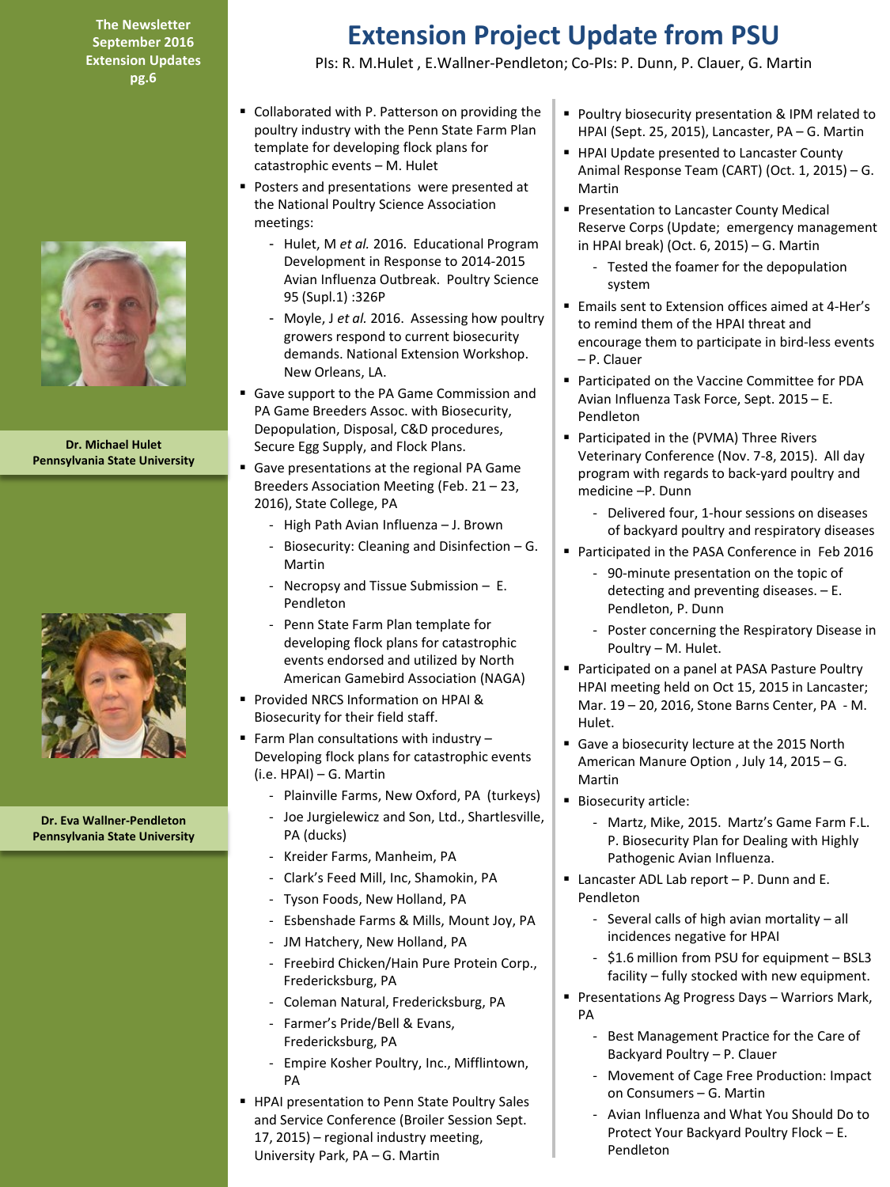# Extension Project Update from PSU

PIs: R. M.Hulet , E.Wallner-Pendleton; Co-PIs: P. Dunn, P. Clauer, G. Martin

**Dr. Michael Hulet**
**Pennsylvania State University**

**Dr. Eva Wallner-Pendleton**
**Pennsylvania State University**

- Collaborated with P. Patterson on providing the poultry industry with the Penn State Farm Plan template for developing flock plans for catastrophic events – M. Hulet
- Posters and presentations were presented at the National Poultry Science Association meetings:
  - Hulet, M *et al.* 2016. Educational Program Development in Response to 2014-2015 Avian Influenza Outbreak. Poultry Science 95 (Supl.1) :326P
  - Moyle, J *et al.* 2016. Assessing how poultry growers respond to current biosecurity demands. National Extension Workshop. New Orleans, LA.
- Gave support to the PA Game Commission and PA Game Breeders Assoc. with Biosecurity, Depopulation, Disposal, C&D procedures, Secure Egg Supply, and Flock Plans.
- Gave presentations at the regional PA Game Breeders Association Meeting (Feb. 21 – 23, 2016), State College, PA
  - High Path Avian Influenza – J. Brown
  - Biosecurity: Cleaning and Disinfection – G. Martin
  - Necropsy and Tissue Submission – E. Pendleton
  - Penn State Farm Plan template for developing flock plans for catastrophic events endorsed and utilized by North American Gamebird Association (NAGA)
- Provided NRCS Information on HPAI & Biosecurity for their field staff.
- Farm Plan consultations with industry – Developing flock plans for catastrophic events (i.e. HPAI) – G. Martin
  - Plainville Farms, New Oxford, PA (turkeys)
  - Joe Jurgielewicz and Son, Ltd., Shartlesville, PA (ducks)
  - Kreider Farms, Manheim, PA
  - Clark's Feed Mill, Inc, Shamokin, PA
  - Tyson Foods, New Holland, PA
  - Esbenshade Farms & Mills, Mount Joy, PA
  - JM Hatchery, New Holland, PA
  - Freebird Chicken/Hain Pure Protein Corp., Fredericksburg, PA
  - Coleman Natural, Fredericksburg, PA
  - Farmer's Pride/Bell & Evans, Fredericksburg, PA
  - Empire Kosher Poultry, Inc., Mifflintown, PA
- HPAI presentation to Penn State Poultry Sales and Service Conference (Broiler Session Sept. 17, 2015) – regional industry meeting, University Park, PA – G. Martin
- Poultry biosecurity presentation & IPM related to HPAI (Sept. 25, 2015), Lancaster, PA – G. Martin
- HPAI Update presented to Lancaster County Animal Response Team (CART) (Oct. 1, 2015) – G. Martin
- Presentation to Lancaster County Medical Reserve Corps (Update; emergency management in HPAI break) (Oct. 6, 2015) – G. Martin
  - Tested the foamer for the depopulation system
- Emails sent to Extension offices aimed at 4-Her's to remind them of the HPAI threat and encourage them to participate in bird-less events – P. Clauer
- Participated on the Vaccine Committee for PDA Avian Influenza Task Force, Sept. 2015 – E. Pendleton
- Participated in the (PVMA) Three Rivers Veterinary Conference (Nov. 7-8, 2015). All day program with regards to back-yard poultry and medicine –P. Dunn
  - Delivered four, 1-hour sessions on diseases of backyard poultry and respiratory diseases
- Participated in the PASA Conference in Feb 2016
  - 90-minute presentation on the topic of detecting and preventing diseases. – E. Pendleton, P. Dunn
  - Poster concerning the Respiratory Disease in Poultry – M. Hulet.
- Participated on a panel at PASA Pasture Poultry HPAI meeting held on Oct 15, 2015 in Lancaster; Mar. 19 – 20, 2016, Stone Barns Center, PA - M. Hulet.
- Gave a biosecurity lecture at the 2015 North American Manure Option , July 14, 2015 – G. Martin
- Biosecurity article:
  - Martz, Mike, 2015. Martz's Game Farm F.L. P. Biosecurity Plan for Dealing with Highly Pathogenic Avian Influenza.
- Lancaster ADL Lab report – P. Dunn and E. Pendleton
  - Several calls of high avian mortality – all incidences negative for HPAI
  - $1.6 million from PSU for equipment – BSL3 facility – fully stocked with new equipment.
- Presentations Ag Progress Days – Warriors Mark, PA
  - Best Management Practice for the Care of Backyard Poultry – P. Clauer
  - Movement of Cage Free Production: Impact on Consumers – G. Martin
  - Avian Influenza and What You Should Do to Protect Your Backyard Poultry Flock – E. Pendleton